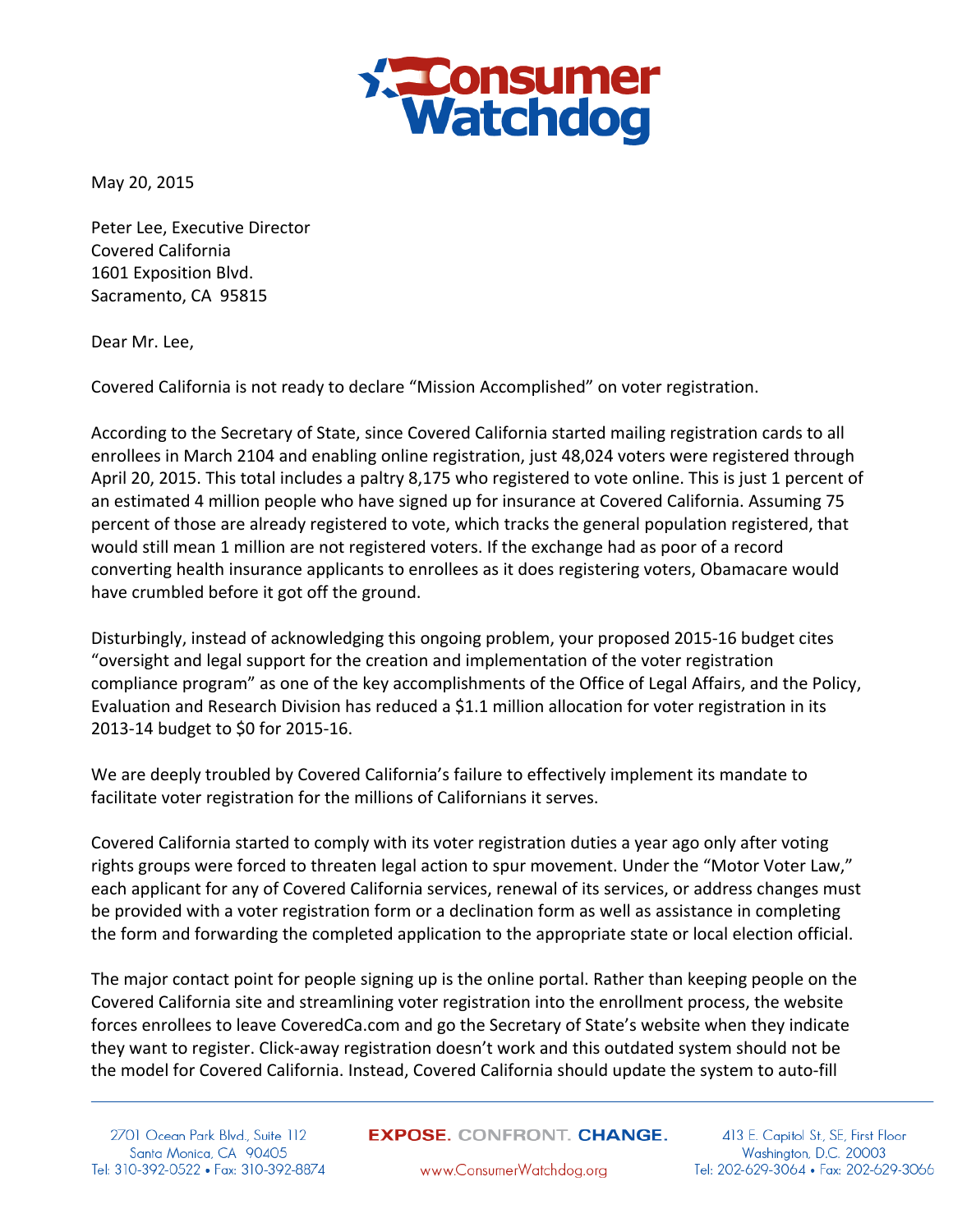Consumer Watchdog

May 20, 2015

Peter Lee, Executive Director
Covered California
1601 Exposition Blvd.
Sacramento, CA 95815

Dear Mr. Lee,

Covered California is not ready to declare "Mission Accomplished" on voter registration.

According to the Secretary of State, since Covered California started mailing registration cards to all enrollees in March 2104 and enabling online registration, just 48,024 voters were registered through April 20, 2015. This total includes a paltry 8,175 who registered to vote online. This is just 1 percent of an estimated 4 million people who have signed up for insurance at Covered California. Assuming 75 percent of those are already registered to vote, which tracks the general population registered, that would still mean 1 million are not registered voters. If the exchange had as poor of a record converting health insurance applicants to enrollees as it does registering voters, Obamacare would have crumbled before it got off the ground.

Disturbingly, instead of acknowledging this ongoing problem, your proposed 2015-16 budget cites "oversight and legal support for the creation and implementation of the voter registration compliance program" as one of the key accomplishments of the Office of Legal Affairs, and the Policy, Evaluation and Research Division has reduced a $1.1 million allocation for voter registration in its 2013-14 budget to $0 for 2015-16.

We are deeply troubled by Covered California's failure to effectively implement its mandate to facilitate voter registration for the millions of Californians it serves.

Covered California started to comply with its voter registration duties a year ago only after voting rights groups were forced to threaten legal action to spur movement. Under the "Motor Voter Law," each applicant for any of Covered California services, renewal of its services, or address changes must be provided with a voter registration form or a declination form as well as assistance in completing the form and forwarding the completed application to the appropriate state or local election official.

The major contact point for people signing up is the online portal. Rather than keeping people on the Covered California site and streamlining voter registration into the enrollment process, the website forces enrollees to leave CoveredCa.com and go the Secretary of State's website when they indicate they want to register. Click-away registration doesn't work and this outdated system should not be the model for Covered California. Instead, Covered California should update the system to auto-fill

2701 Ocean Park Blvd., Suite 112
Santa Monica, CA 90405
Tel: 310-392-0522 • Fax: 310-392-8874

EXPOSE. CONFRONT. CHANGE.

www.ConsumerWatchdog.org

413 E. Capitol St, SE, First Floor
Washington, D.C. 20003
Tel: 202-629-3064 • Fax: 202-629-3066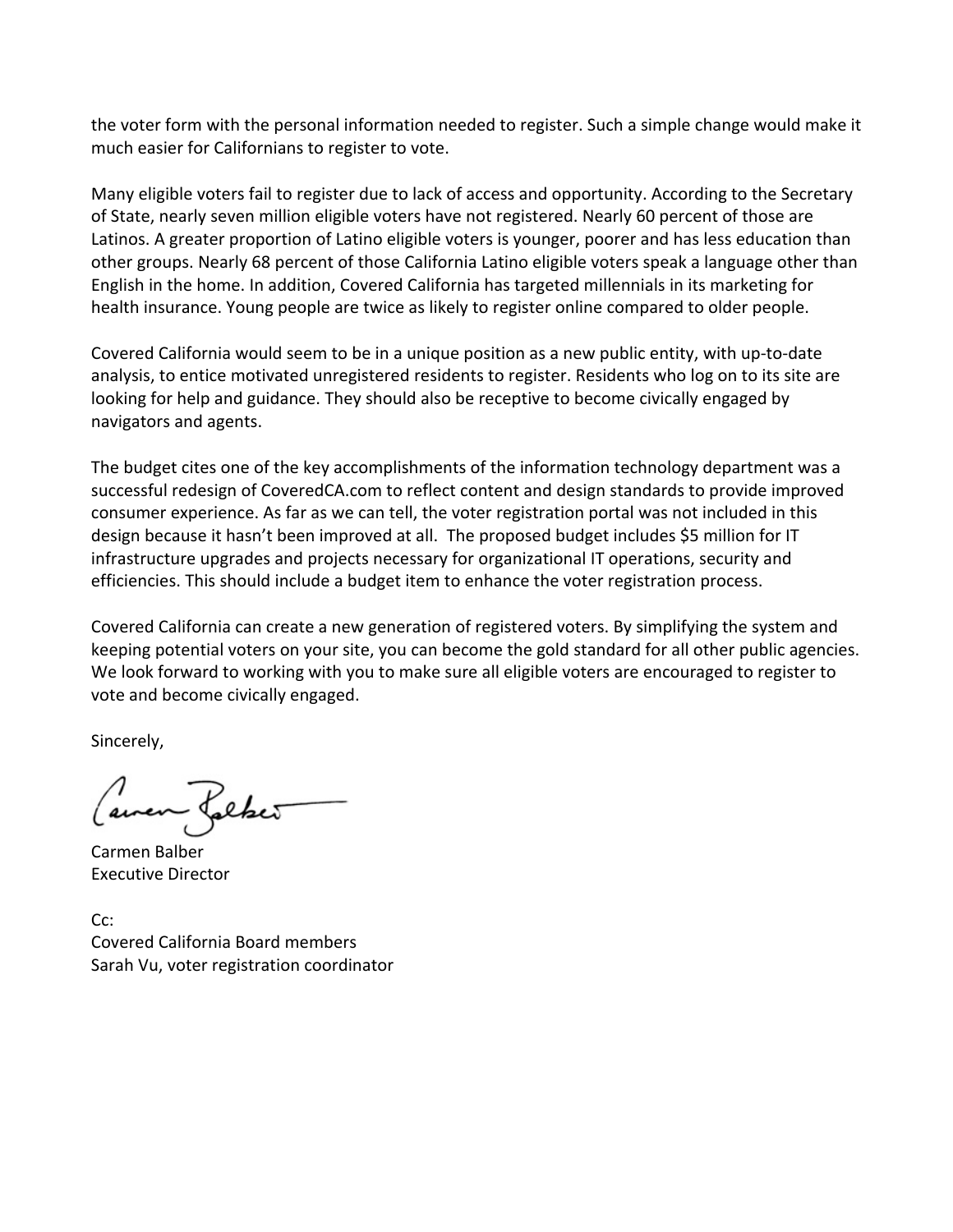the voter form with the personal information needed to register. Such a simple change would make it much easier for Californians to register to vote.

Many eligible voters fail to register due to lack of access and opportunity. According to the Secretary of State, nearly seven million eligible voters have not registered. Nearly 60 percent of those are Latinos. A greater proportion of Latino eligible voters is younger, poorer and has less education than other groups. Nearly 68 percent of those California Latino eligible voters speak a language other than English in the home. In addition, Covered California has targeted millennials in its marketing for health insurance. Young people are twice as likely to register online compared to older people.

Covered California would seem to be in a unique position as a new public entity, with up-to-date analysis, to entice motivated unregistered residents to register. Residents who log on to its site are looking for help and guidance. They should also be receptive to become civically engaged by navigators and agents.

The budget cites one of the key accomplishments of the information technology department was a successful redesign of CoveredCA.com to reflect content and design standards to provide improved consumer experience. As far as we can tell, the voter registration portal was not included in this design because it hasn't been improved at all. The proposed budget includes $5 million for IT infrastructure upgrades and projects necessary for organizational IT operations, security and efficiencies. This should include a budget item to enhance the voter registration process.

Covered California can create a new generation of registered voters. By simplifying the system and keeping potential voters on your site, you can become the gold standard for all other public agencies. We look forward to working with you to make sure all eligible voters are encouraged to register to vote and become civically engaged.

Sincerely,

Carmen Balber
Executive Director

Cc:
Covered California Board members
Sarah Vu, voter registration coordinator